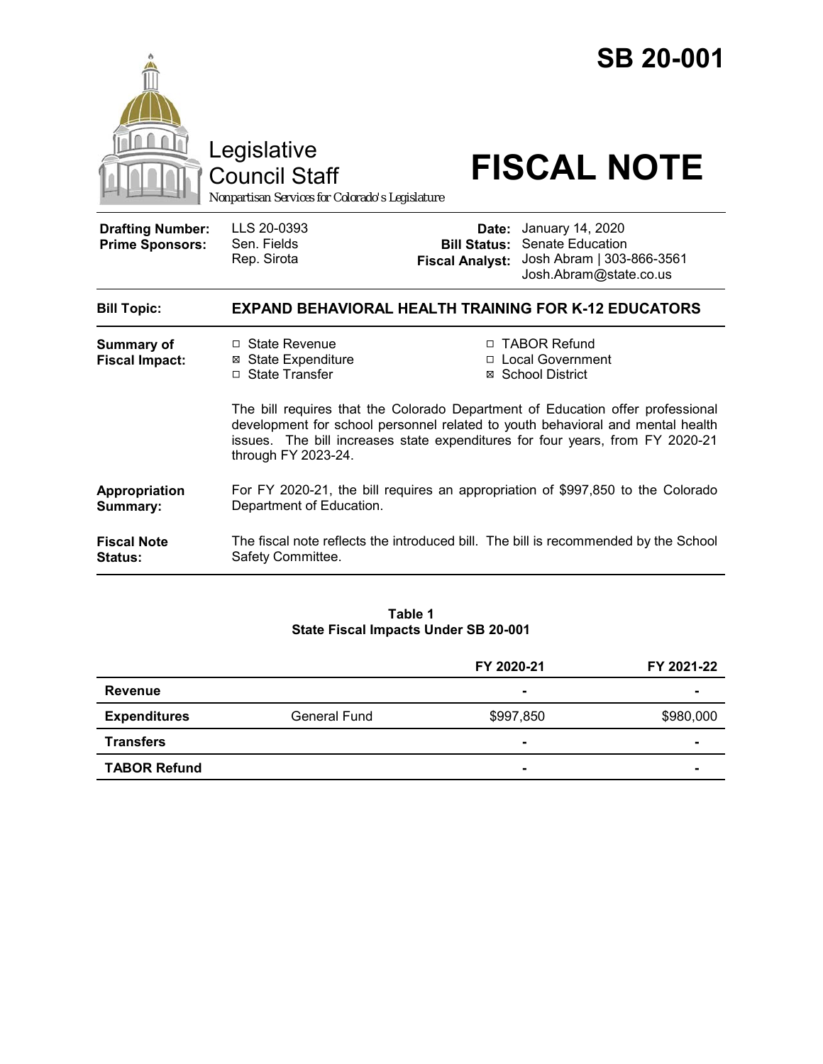# SB 20-001

Legislative Council Staff

*Nonpartisan Services for Colorado's Legislature*

# FISCAL NOTE

| | | | |
|---|---|---|---|
| **Drafting Number:** | LLS 20-0393 | **Date:** | January 14, 2020 |
| **Prime Sponsors:** | Sen. Fields<br>Rep. Sirota | **Bill Status:** | Senate Education |
| | | **Fiscal Analyst:** | Josh Abram \| 303-866-3561<br>Josh.Abram@state.co.us |

| | |
|---|---|
| **Bill Topic:** | **EXPAND BEHAVIORAL HEALTH TRAINING FOR K-12 EDUCATORS** |
| **Summary of Fiscal Impact:** | ☐ State Revenue ☒ State Expenditure ☐ State Transfer ☐ TABOR Refund ☐ Local Government ☒ School District<br><br>The bill requires that the Colorado Department of Education offer professional development for school personnel related to youth behavioral and mental health issues. The bill increases state expenditures for four years, from FY 2020-21 through FY 2023-24. |
| **Appropriation Summary:** | For FY 2020-21, the bill requires an appropriation of $997,850 to the Colorado Department of Education. |
| **Fiscal Note Status:** | The fiscal note reflects the introduced bill. The bill is recommended by the School Safety Committee. |

**Table 1**
**State Fiscal Impacts Under SB 20-001**

| | | FY 2020-21 | FY 2021-22 |
|---|---|---|---|
| **Revenue** | | - | - |
| **Expenditures** | General Fund | $997,850 | $980,000 |
| **Transfers** | | - | - |
| **TABOR Refund** | | - | - |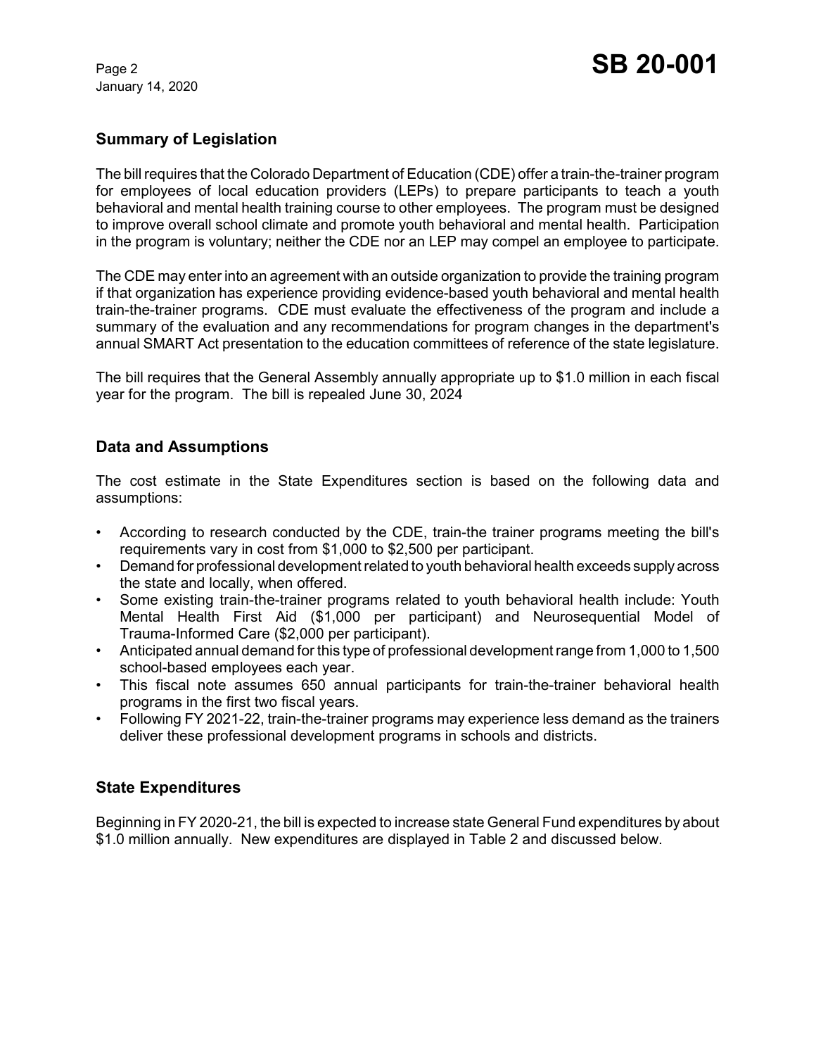## Summary of Legislation

The bill requires that the Colorado Department of Education (CDE) offer a train-the-trainer program for employees of local education providers (LEPs) to prepare participants to teach a youth behavioral and mental health training course to other employees. The program must be designed to improve overall school climate and promote youth behavioral and mental health. Participation in the program is voluntary; neither the CDE nor an LEP may compel an employee to participate.

The CDE may enter into an agreement with an outside organization to provide the training program if that organization has experience providing evidence-based youth behavioral and mental health train-the-trainer programs. CDE must evaluate the effectiveness of the program and include a summary of the evaluation and any recommendations for program changes in the department's annual SMART Act presentation to the education committees of reference of the state legislature.

The bill requires that the General Assembly annually appropriate up to $1.0 million in each fiscal year for the program. The bill is repealed June 30, 2024

## Data and Assumptions

The cost estimate in the State Expenditures section is based on the following data and assumptions:

- According to research conducted by the CDE, train-the trainer programs meeting the bill's requirements vary in cost from $1,000 to $2,500 per participant.
- Demand for professional development related to youth behavioral health exceeds supply across the state and locally, when offered.
- Some existing train-the-trainer programs related to youth behavioral health include: Youth Mental Health First Aid ($1,000 per participant) and Neurosequential Model of Trauma-Informed Care ($2,000 per participant).
- Anticipated annual demand for this type of professional development range from 1,000 to 1,500 school-based employees each year.
- This fiscal note assumes 650 annual participants for train-the-trainer behavioral health programs in the first two fiscal years.
- Following FY 2021-22, train-the-trainer programs may experience less demand as the trainers deliver these professional development programs in schools and districts.

## State Expenditures

Beginning in FY 2020-21, the bill is expected to increase state General Fund expenditures by about $1.0 million annually. New expenditures are displayed in Table 2 and discussed below.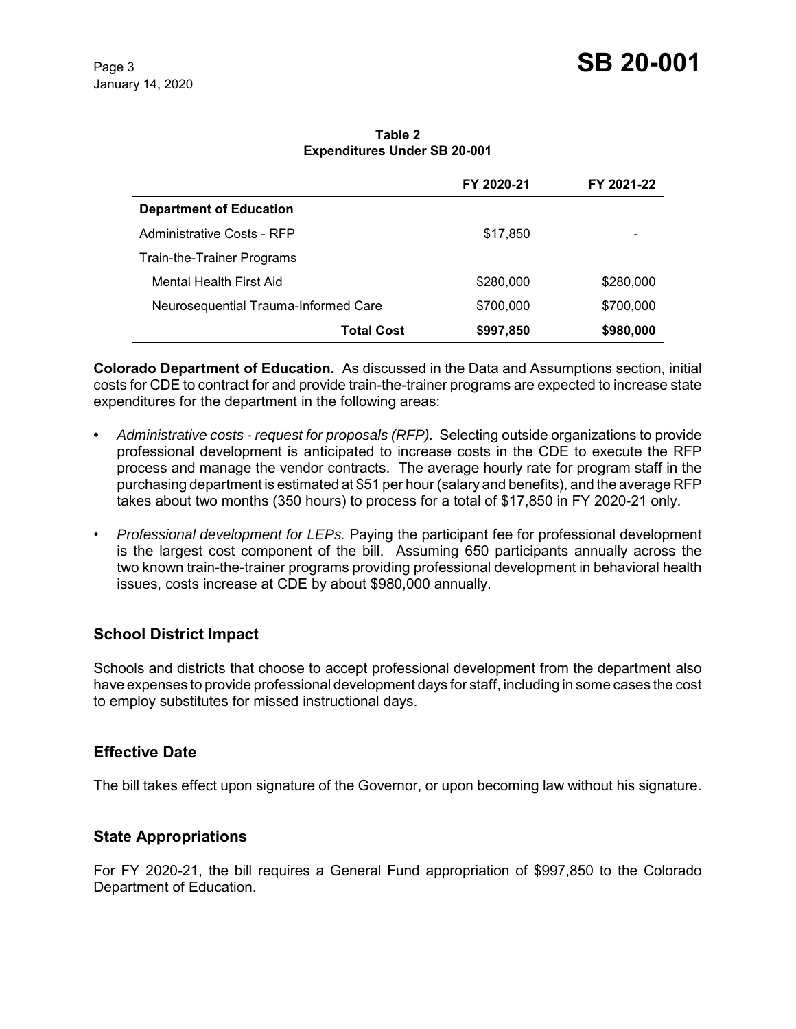**Table 2**
**Expenditures Under SB 20-001**

| | FY 2020-21 | FY 2021-22 |
|---|---|---|
| **Department of Education** | | |
| Administrative Costs - RFP | $17,850 | - |
| Train-the-Trainer Programs | | |
| Mental Health First Aid | $280,000 | $280,000 |
| Neurosequential Trauma-Informed Care | $700,000 | $700,000 |
| **Total Cost** | **$997,850** | **$980,000** |

**Colorado Department of Education.** As discussed in the Data and Assumptions section, initial costs for CDE to contract for and provide train-the-trainer programs are expected to increase state expenditures for the department in the following areas:

- *Administrative costs - request for proposals (RFP).* Selecting outside organizations to provide professional development is anticipated to increase costs in the CDE to execute the RFP process and manage the vendor contracts. The average hourly rate for program staff in the purchasing department is estimated at $51 per hour (salary and benefits), and the average RFP takes about two months (350 hours) to process for a total of $17,850 in FY 2020-21 only.
- *Professional development for LEPs.* Paying the participant fee for professional development is the largest cost component of the bill. Assuming 650 participants annually across the two known train-the-trainer programs providing professional development in behavioral health issues, costs increase at CDE by about $980,000 annually.

## School District Impact

Schools and districts that choose to accept professional development from the department also have expenses to provide professional development days for staff, including in some cases the cost to employ substitutes for missed instructional days.

## Effective Date

The bill takes effect upon signature of the Governor, or upon becoming law without his signature.

## State Appropriations

For FY 2020-21, the bill requires a General Fund appropriation of $997,850 to the Colorado Department of Education.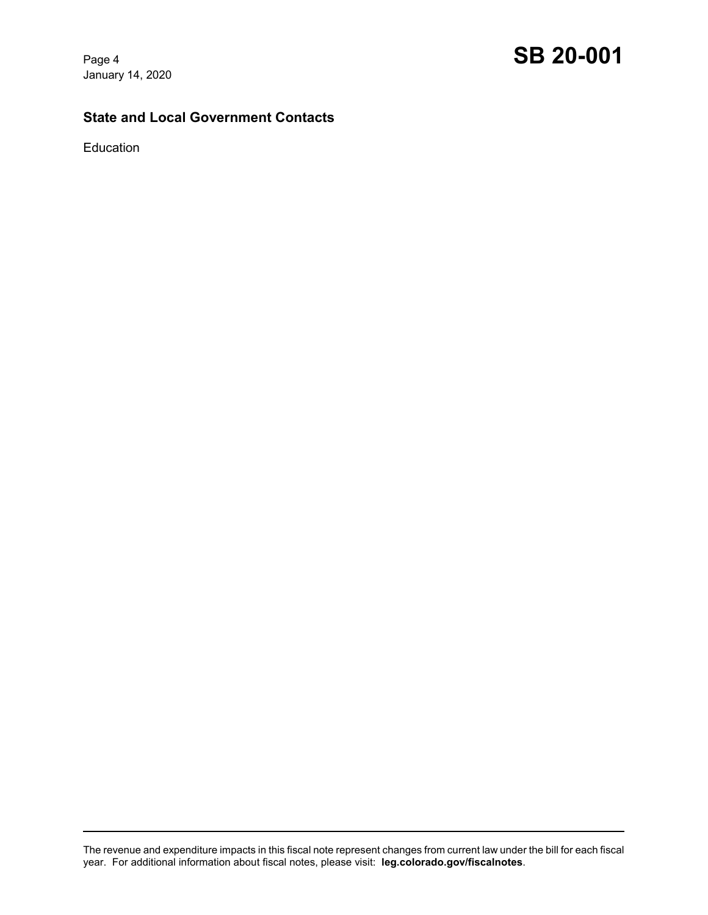## State and Local Government Contacts

Education

The revenue and expenditure impacts in this fiscal note represent changes from current law under the bill for each fiscal year. For additional information about fiscal notes, please visit: **leg.colorado.gov/fiscalnotes**.